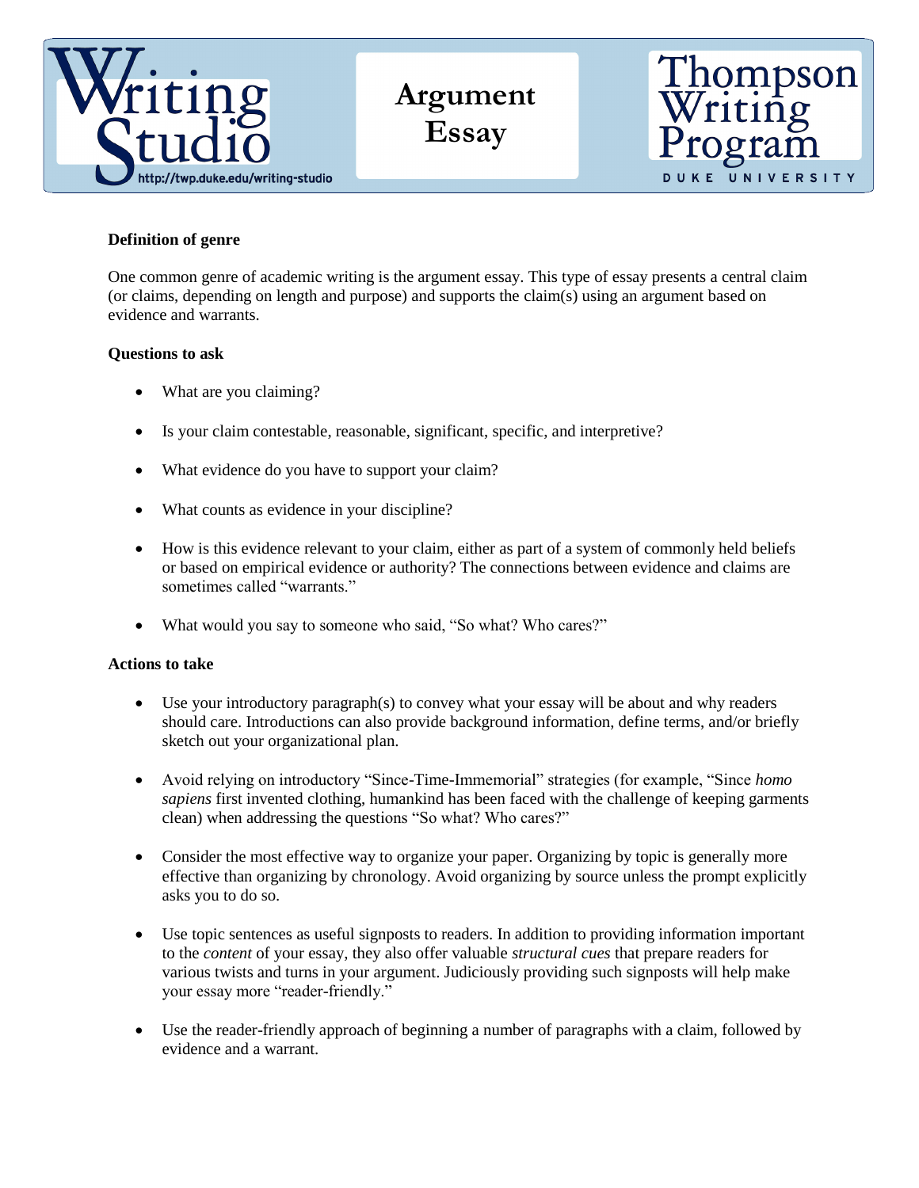# Argument Essay

Writing Studio — http://twp.duke.edu/writing-studio

Thompson Writing Program — Duke University

**Definition of genre**

One common genre of academic writing is the argument essay. This type of essay presents a central claim (or claims, depending on length and purpose) and supports the claim(s) using an argument based on evidence and warrants.

**Questions to ask**

- What are you claiming?
- Is your claim contestable, reasonable, significant, specific, and interpretive?
- What evidence do you have to support your claim?
- What counts as evidence in your discipline?
- How is this evidence relevant to your claim, either as part of a system of commonly held beliefs or based on empirical evidence or authority? The connections between evidence and claims are sometimes called "warrants."
- What would you say to someone who said, "So what? Who cares?"

**Actions to take**

- Use your introductory paragraph(s) to convey what your essay will be about and why readers should care. Introductions can also provide background information, define terms, and/or briefly sketch out your organizational plan.
- Avoid relying on introductory "Since-Time-Immemorial" strategies (for example, "Since *homo sapiens* first invented clothing, humankind has been faced with the challenge of keeping garments clean) when addressing the questions "So what? Who cares?"
- Consider the most effective way to organize your paper. Organizing by topic is generally more effective than organizing by chronology. Avoid organizing by source unless the prompt explicitly asks you to do so.
- Use topic sentences as useful signposts to readers. In addition to providing information important to the *content* of your essay, they also offer valuable *structural cues* that prepare readers for various twists and turns in your argument. Judiciously providing such signposts will help make your essay more "reader-friendly."
- Use the reader-friendly approach of beginning a number of paragraphs with a claim, followed by evidence and a warrant.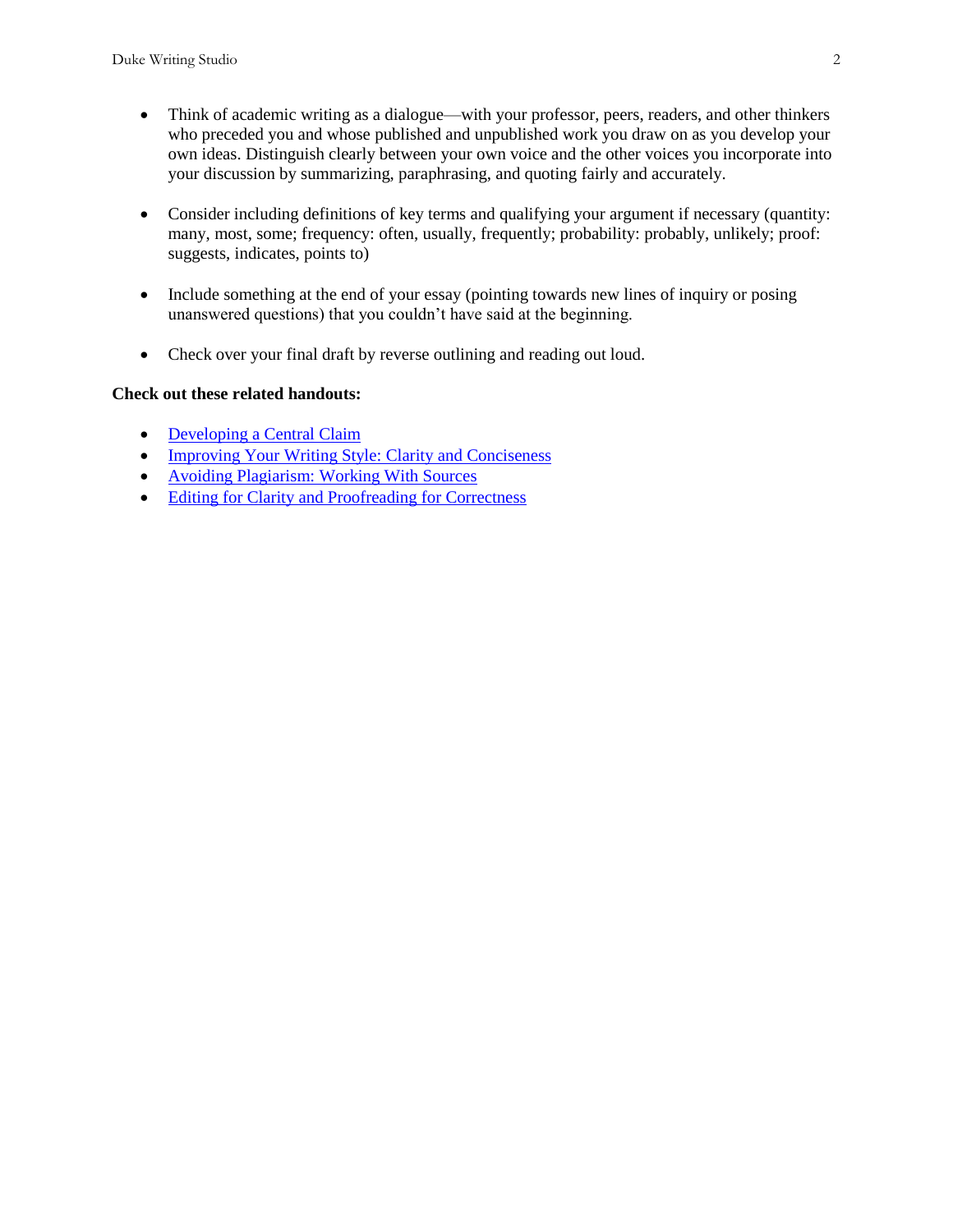- Think of academic writing as a dialogue—with your professor, peers, readers, and other thinkers who preceded you and whose published and unpublished work you draw on as you develop your own ideas. Distinguish clearly between your own voice and the other voices you incorporate into your discussion by summarizing, paraphrasing, and quoting fairly and accurately.

- Consider including definitions of key terms and qualifying your argument if necessary (quantity: many, most, some; frequency: often, usually, frequently; probability: probably, unlikely; proof: suggests, indicates, points to)

- Include something at the end of your essay (pointing towards new lines of inquiry or posing unanswered questions) that you couldn't have said at the beginning.

- Check over your final draft by reverse outlining and reading out loud.

**Check out these related handouts:**

- Developing a Central Claim
- Improving Your Writing Style: Clarity and Conciseness
- Avoiding Plagiarism: Working With Sources
- Editing for Clarity and Proofreading for Correctness